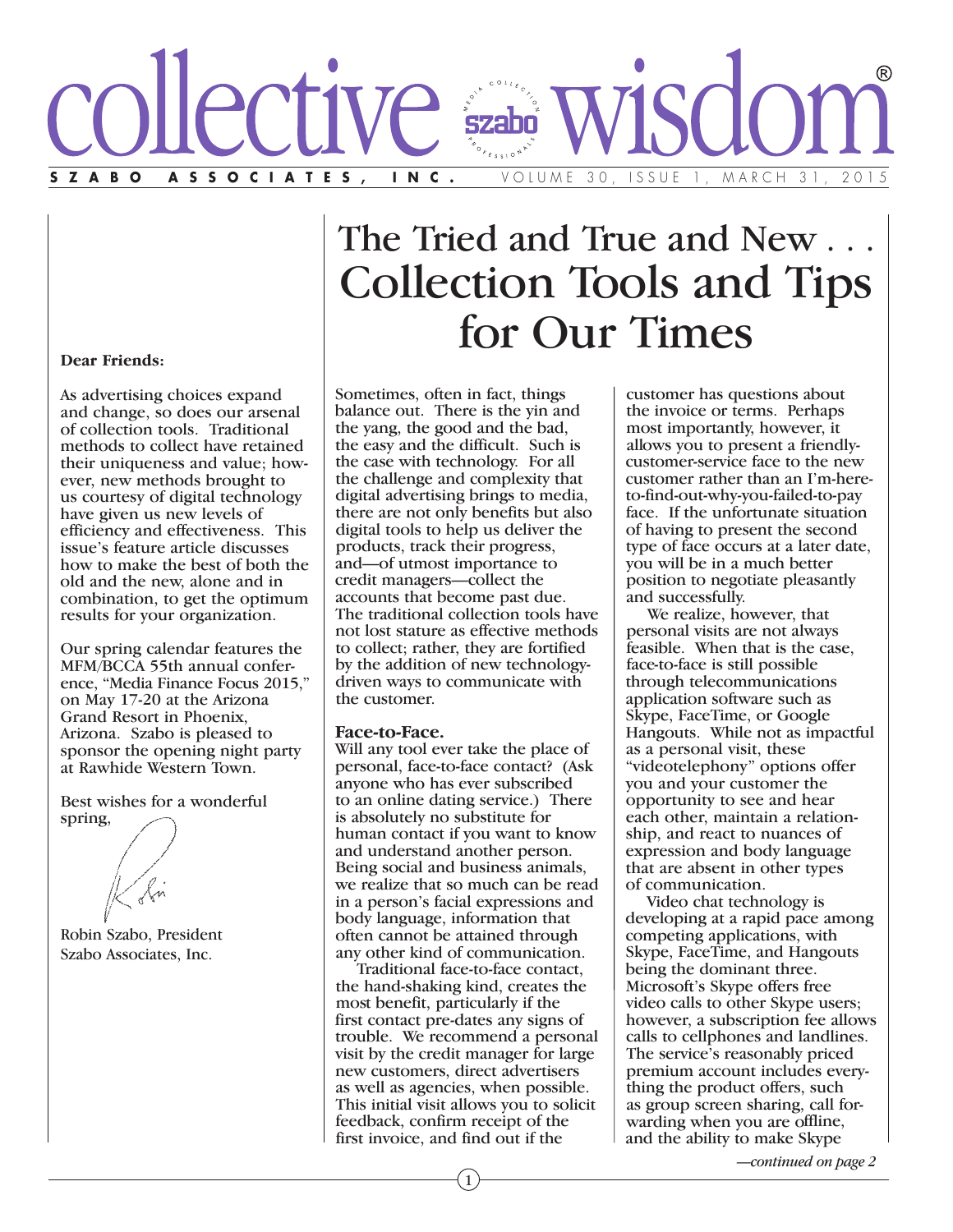# collective wisdom®

**SZABO ASSOCIATES, INC.** VOLUME 30, ISSUE 1, MARCH 31, 2015

**Dear Friends:**

As advertising choices expand and change, so does our arsenal of collection tools. Traditional methods to collect have retained their uniqueness and value; however, new methods brought to us courtesy of digital technology have given us new levels of efficiency and effectiveness. This issue's feature article discusses how to make the best of both the old and the new, alone and in combination, to get the optimum results for your organization.

Our spring calendar features the MFM/BCCA 55th annual conference, "Media Finance Focus 2015," on May 17-20 at the Arizona Grand Resort in Phoenix, Arizona. Szabo is pleased to sponsor the opening night party at Rawhide Western Town.

Best wishes for a wonderful spring,

Robin Szabo, President
Szabo Associates, Inc.

# The Tried and True and New . . . Collection Tools and Tips for Our Times

Sometimes, often in fact, things balance out. There is the yin and the yang, the good and the bad, the easy and the difficult. Such is the case with technology. For all the challenge and complexity that digital advertising brings to media, there are not only benefits but also digital tools to help us deliver the products, track their progress, and—of utmost importance to credit managers—collect the accounts that become past due. The traditional collection tools have not lost stature as effective methods to collect; rather, they are fortified by the addition of new technology-driven ways to communicate with the customer.

**Face-to-Face.**

Will any tool ever take the place of personal, face-to-face contact? (Ask anyone who has ever subscribed to an online dating service.) There is absolutely no substitute for human contact if you want to know and understand another person. Being social and business animals, we realize that so much can be read in a person's facial expressions and body language, information that often cannot be attained through any other kind of communication.

Traditional face-to-face contact, the hand-shaking kind, creates the most benefit, particularly if the first contact pre-dates any signs of trouble. We recommend a personal visit by the credit manager for large new customers, direct advertisers as well as agencies, when possible. This initial visit allows you to solicit feedback, confirm receipt of the first invoice, and find out if the customer has questions about the invoice or terms. Perhaps most importantly, however, it allows you to present a friendly-customer-service face to the new customer rather than an I'm-here-to-find-out-why-you-failed-to-pay face. If the unfortunate situation of having to present the second type of face occurs at a later date, you will be in a much better position to negotiate pleasantly and successfully.

We realize, however, that personal visits are not always feasible. When that is the case, face-to-face is still possible through telecommunications application software such as Skype, FaceTime, or Google Hangouts. While not as impactful as a personal visit, these "videotelephony" options offer you and your customer the opportunity to see and hear each other, maintain a relationship, and react to nuances of expression and body language that are absent in other types of communication.

Video chat technology is developing at a rapid pace among competing applications, with Skype, FaceTime, and Hangouts being the dominant three. Microsoft's Skype offers free video calls to other Skype users; however, a subscription fee allows calls to cellphones and landlines. The service's reasonably priced premium account includes everything the product offers, such as group screen sharing, call forwarding when you are offline, and the ability to make Skype

*—continued on page 2*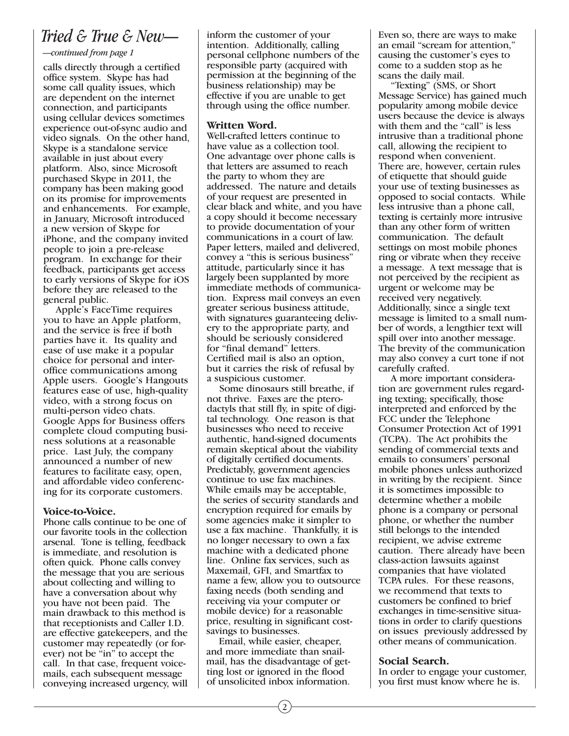## *Tried & True & New—*

*—continued from page 1*

calls directly through a certified office system. Skype has had some call quality issues, which are dependent on the internet connection, and participants using cellular devices sometimes experience out-of-sync audio and video signals. On the other hand, Skype is a standalone service available in just about every platform. Also, since Microsoft purchased Skype in 2011, the company has been making good on its promise for improvements and enhancements. For example, in January, Microsoft introduced a new version of Skype for iPhone, and the company invited people to join a pre-release program. In exchange for their feedback, participants get access to early versions of Skype for iOS before they are released to the general public.

Apple's FaceTime requires you to have an Apple platform, and the service is free if both parties have it. Its quality and ease of use make it a popular choice for personal and inter-office communications among Apple users. Google's Hangouts features ease of use, high-quality video, with a strong focus on multi-person video chats. Google Apps for Business offers complete cloud computing business solutions at a reasonable price. Last July, the company announced a number of new features to facilitate easy, open, and affordable video conferencing for its corporate customers.

**Voice-to-Voice.**

Phone calls continue to be one of our favorite tools in the collection arsenal. Tone is telling, feedback is immediate, and resolution is often quick. Phone calls convey the message that you are serious about collecting and willing to have a conversation about why you have not been paid. The main drawback to this method is that receptionists and Caller I.D. are effective gatekeepers, and the customer may repeatedly (or forever) not be "in" to accept the call. In that case, frequent voicemails, each subsequent message conveying increased urgency, will inform the customer of your intention. Additionally, calling personal cellphone numbers of the responsible party (acquired with permission at the beginning of the business relationship) may be effective if you are unable to get through using the office number.

**Written Word.**

Well-crafted letters continue to have value as a collection tool. One advantage over phone calls is that letters are assumed to reach the party to whom they are addressed. The nature and details of your request are presented in clear black and white, and you have a copy should it become necessary to provide documentation of your communications in a court of law. Paper letters, mailed and delivered, convey a "this is serious business" attitude, particularly since it has largely been supplanted by more immediate methods of communication. Express mail conveys an even greater serious business attitude, with signatures guaranteeing delivery to the appropriate party, and should be seriously considered for "final demand" letters. Certified mail is also an option, but it carries the risk of refusal by a suspicious customer.

Some dinosaurs still breathe, if not thrive. Faxes are the pterodactyls that still fly, in spite of digital technology. One reason is that businesses who need to receive authentic, hand-signed documents remain skeptical about the viability of digitally certified documents. Predictably, government agencies continue to use fax machines. While emails may be acceptable, the series of security standards and encryption required for emails by some agencies make it simpler to use a fax machine. Thankfully, it is no longer necessary to own a fax machine with a dedicated phone line. Online fax services, such as Maxemail, GFI, and Smartfax to name a few, allow you to outsource faxing needs (both sending and receiving via your computer or mobile device) for a reasonable price, resulting in significant cost-savings to businesses.

Email, while easier, cheaper, and more immediate than snail-mail, has the disadvantage of getting lost or ignored in the flood of unsolicited inbox information. Even so, there are ways to make an email "scream for attention," causing the customer's eyes to come to a sudden stop as he scans the daily mail.

"Texting" (SMS, or Short Message Service) has gained much popularity among mobile device users because the device is always with them and the "call" is less intrusive than a traditional phone call, allowing the recipient to respond when convenient. There are, however, certain rules of etiquette that should guide your use of texting businesses as opposed to social contacts. While less intrusive than a phone call, texting is certainly more intrusive than any other form of written communication. The default settings on most mobile phones ring or vibrate when they receive a message. A text message that is not perceived by the recipient as urgent or welcome may be received very negatively. Additionally, since a single text message is limited to a small number of words, a lengthier text will spill over into another message. The brevity of the communication may also convey a curt tone if not carefully crafted.

A more important consideration are government rules regarding texting; specifically, those interpreted and enforced by the FCC under the Telephone Consumer Protection Act of 1991 (TCPA). The Act prohibits the sending of commercial texts and emails to consumers' personal mobile phones unless authorized in writing by the recipient. Since it is sometimes impossible to determine whether a mobile phone is a company or personal phone, or whether the number still belongs to the intended recipient, we advise extreme caution. There already have been class-action lawsuits against companies that have violated TCPA rules. For these reasons, we recommend that texts to customers be confined to brief exchanges in time-sensitive situations in order to clarify questions on issues previously addressed by other means of communication.

**Social Search.**

In order to engage your customer, you first must know where he is.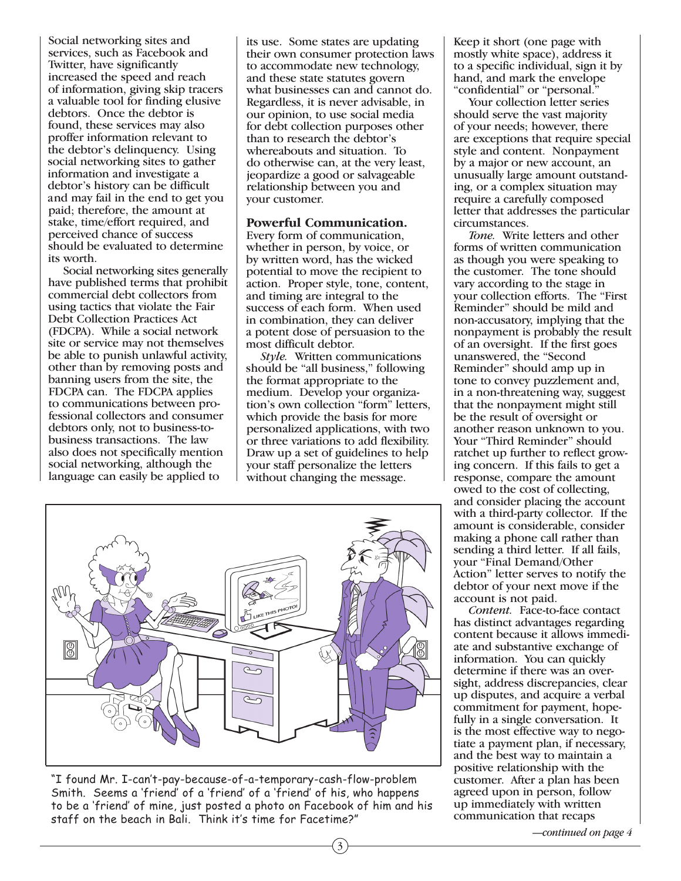Social networking sites and services, such as Facebook and Twitter, have significantly increased the speed and reach of information, giving skip tracers a valuable tool for finding elusive debtors. Once the debtor is found, these services may also proffer information relevant to the debtor's delinquency. Using social networking sites to gather information and investigate a debtor's history can be difficult and may fail in the end to get you paid; therefore, the amount at stake, time/effort required, and perceived chance of success should be evaluated to determine its worth.

Social networking sites generally have published terms that prohibit commercial debt collectors from using tactics that violate the Fair Debt Collection Practices Act (FDCPA). While a social network site or service may not themselves be able to punish unlawful activity, other than by removing posts and banning users from the site, the FDCPA can. The FDCPA applies to communications between professional collectors and consumer debtors only, not to business-to-business transactions. The law also does not specifically mention social networking, although the language can easily be applied to its use. Some states are updating their own consumer protection laws to accommodate new technology, and these state statutes govern what businesses can and cannot do. Regardless, it is never advisable, in our opinion, to use social media for debt collection purposes other than to research the debtor's whereabouts and situation. To do otherwise can, at the very least, jeopardize a good or salvageable relationship between you and your customer.

**Powerful Communication.** Every form of communication, whether in person, by voice, or by written word, has the wicked potential to move the recipient to action. Proper style, tone, content, and timing are integral to the success of each form. When used in combination, they can deliver a potent dose of persuasion to the most difficult debtor.

*Style.* Written communications should be "all business," following the format appropriate to the medium. Develop your organization's own collection "form" letters, which provide the basis for more personalized applications, with two or three variations to add flexibility. Draw up a set of guidelines to help your staff personalize the letters without changing the message. Keep it short (one page with mostly white space), address it to a specific individual, sign it by hand, and mark the envelope "confidential" or "personal."

Your collection letter series should serve the vast majority of your needs; however, there are exceptions that require special style and content. Nonpayment by a major or new account, an unusually large amount outstanding, or a complex situation may require a carefully composed letter that addresses the particular circumstances.

*Tone.* Write letters and other forms of written communication as though you were speaking to the customer. The tone should vary according to the stage in your collection efforts. The "First Reminder" should be mild and non-accusatory, implying that the nonpayment is probably the result of an oversight. If the first goes unanswered, the "Second Reminder" should amp up in tone to convey puzzlement and, in a non-threatening way, suggest that the nonpayment might still be the result of oversight or another reason unknown to you. Your "Third Reminder" should ratchet up further to reflect growing concern. If this fails to get a response, compare the amount owed to the cost of collecting, and consider placing the account with a third-party collector. If the amount is considerable, consider making a phone call rather than sending a third letter. If all fails, your "Final Demand/Other Action" letter serves to notify the debtor of your next move if the account is not paid.

*Content.* Face-to-face contact has distinct advantages regarding content because it allows immediate and substantive exchange of information. You can quickly determine if there was an oversight, address discrepancies, clear up disputes, and acquire a verbal commitment for payment, hopefully in a single conversation. It is the most effective way to negotiate a payment plan, if necessary, and the best way to maintain a positive relationship with the customer. After a plan has been agreed upon in person, follow up immediately with written communication that recaps

*—continued on page 4*

"I found Mr. I-can't-pay-because-of-a-temporary-cash-flow-problem Smith. Seems a 'friend' of a 'friend' of a 'friend' of his, who happens to be a 'friend' of mine, just posted a photo on Facebook of him and his staff on the beach in Bali. Think it's time for Facetime?"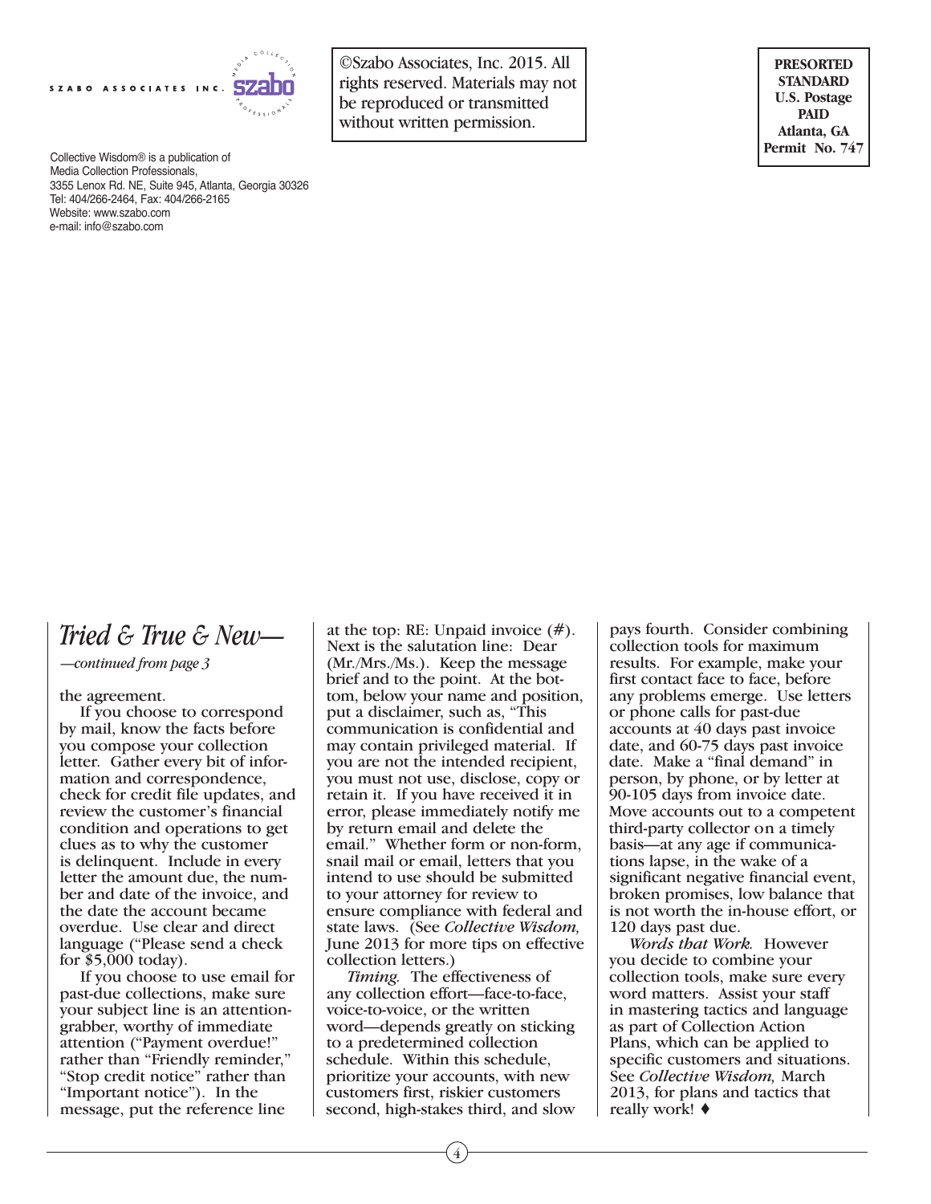SZABO ASSOCIATES INC.

Collective Wisdom® is a publication of
Media Collection Professionals,
3355 Lenox Rd. NE, Suite 945, Atlanta, Georgia 30326
Tel: 404/266-2464, Fax: 404/266-2165
Website: www.szabo.com
e-mail: info@szabo.com

©Szabo Associates, Inc. 2015. All rights reserved. Materials may not be reproduced or transmitted without written permission.

**PRESORTED STANDARD**
**U.S. Postage**
**PAID**
**Atlanta, GA**
**Permit No. 747**

## *Tried & True & New—*

*—continued from page 3*

the agreement.

If you choose to correspond by mail, know the facts before you compose your collection letter. Gather every bit of information and correspondence, check for credit file updates, and review the customer's financial condition and operations to get clues as to why the customer is delinquent. Include in every letter the amount due, the number and date of the invoice, and the date the account became overdue. Use clear and direct language ("Please send a check for $5,000 today).

If you choose to use email for past-due collections, make sure your subject line is an attention-grabber, worthy of immediate attention ("Payment overdue!" rather than "Friendly reminder," "Stop credit notice" rather than "Important notice"). In the message, put the reference line at the top: RE: Unpaid invoice (#). Next is the salutation line: Dear (Mr./Mrs./Ms.). Keep the message brief and to the point. At the bottom, below your name and position, put a disclaimer, such as, "This communication is confidential and may contain privileged material. If you are not the intended recipient, you must not use, disclose, copy or retain it. If you have received it in error, please immediately notify me by return email and delete the email." Whether form or non-form, snail mail or email, letters that you intend to use should be submitted to your attorney for review to ensure compliance with federal and state laws. (See *Collective Wisdom,* June 2013 for more tips on effective collection letters.)

*Timing.* The effectiveness of any collection effort—face-to-face, voice-to-voice, or the written word—depends greatly on sticking to a predetermined collection schedule. Within this schedule, prioritize your accounts, with new customers first, riskier customers second, high-stakes third, and slow pays fourth. Consider combining collection tools for maximum results. For example, make your first contact face to face, before any problems emerge. Use letters or phone calls for past-due accounts at 40 days past invoice date, and 60-75 days past invoice date. Make a "final demand" in person, by phone, or by letter at 90-105 days from invoice date. Move accounts out to a competent third-party collector on a timely basis—at any age if communications lapse, in the wake of a significant negative financial event, broken promises, low balance that is not worth the in-house effort, or 120 days past due.

*Words that Work.* However you decide to combine your collection tools, make sure every word matters. Assist your staff in mastering tactics and language as part of Collection Action Plans, which can be applied to specific customers and situations. See *Collective Wisdom,* March 2013, for plans and tactics that really work! ♦